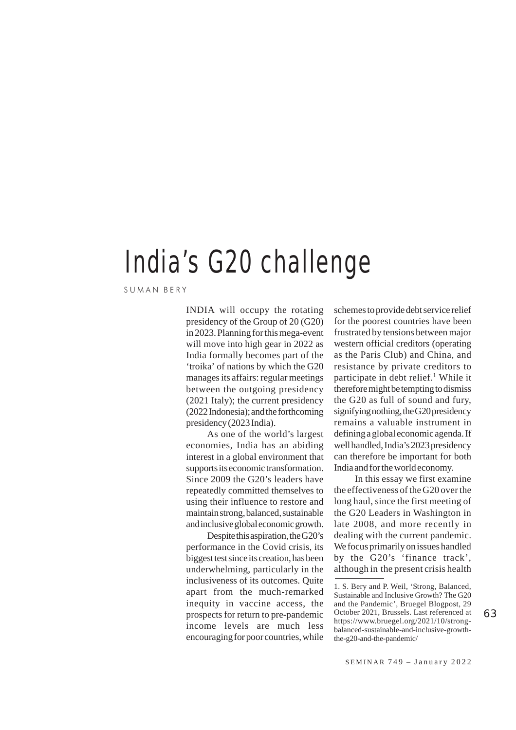# India's G20 challenge

SUMAN BERY

INDIA will occupy the rotating presidency of the Group of 20 (G20) in 2023. Planning for this mega-event will move into high gear in 2022 as India formally becomes part of the 'troika' of nations by which the G20 manages its affairs: regular meetings between the outgoing presidency (2021 Italy); the current presidency (2022 Indonesia); and the forthcoming presidency (2023 India).

As one of the world's largest economies, India has an abiding interest in a global environment that supports its economic transformation. Since 2009 the G20's leaders have repeatedly committed themselves to using their influence to restore and maintain strong, balanced, sustainable and inclusive global economic growth.

Despite this aspiration, the G20's performance in the Covid crisis, its biggest test since its creation, has been underwhelming, particularly in the inclusiveness of its outcomes. Quite apart from the much-remarked inequity in vaccine access, the prospects for return to pre-pandemic income levels are much less encouraging for poor countries, while schemes to provide debt service relief for the poorest countries have been frustrated by tensions between major western official creditors (operating as the Paris Club) and China, and resistance by private creditors to participate in debt relief.[1] While it therefore might be tempting to dismiss the G20 as full of sound and fury, signifying nothing, the G20 presidency remains a valuable instrument in defining a global economic agenda. If well handled, India's 2023 presidency can therefore be important for both India and for the world economy.

In this essay we first examine the effectiveness of the G20 over the long haul, since the first meeting of the G20 Leaders in Washington in late 2008, and more recently in dealing with the current pandemic. We focus primarily on issues handled by the G20's 'finance track', although in the present crisis health

---

1. S. Bery and P. Weil, 'Strong, Balanced, Sustainable and Inclusive Growth? The G20 and the Pandemic', Bruegel Blogpost, 29 October 2021, Brussels. Last referenced at https://www.bruegel.org/2021/10/strong-balanced-sustainable-and-inclusive-growth-the-g20-and-the-pandemic/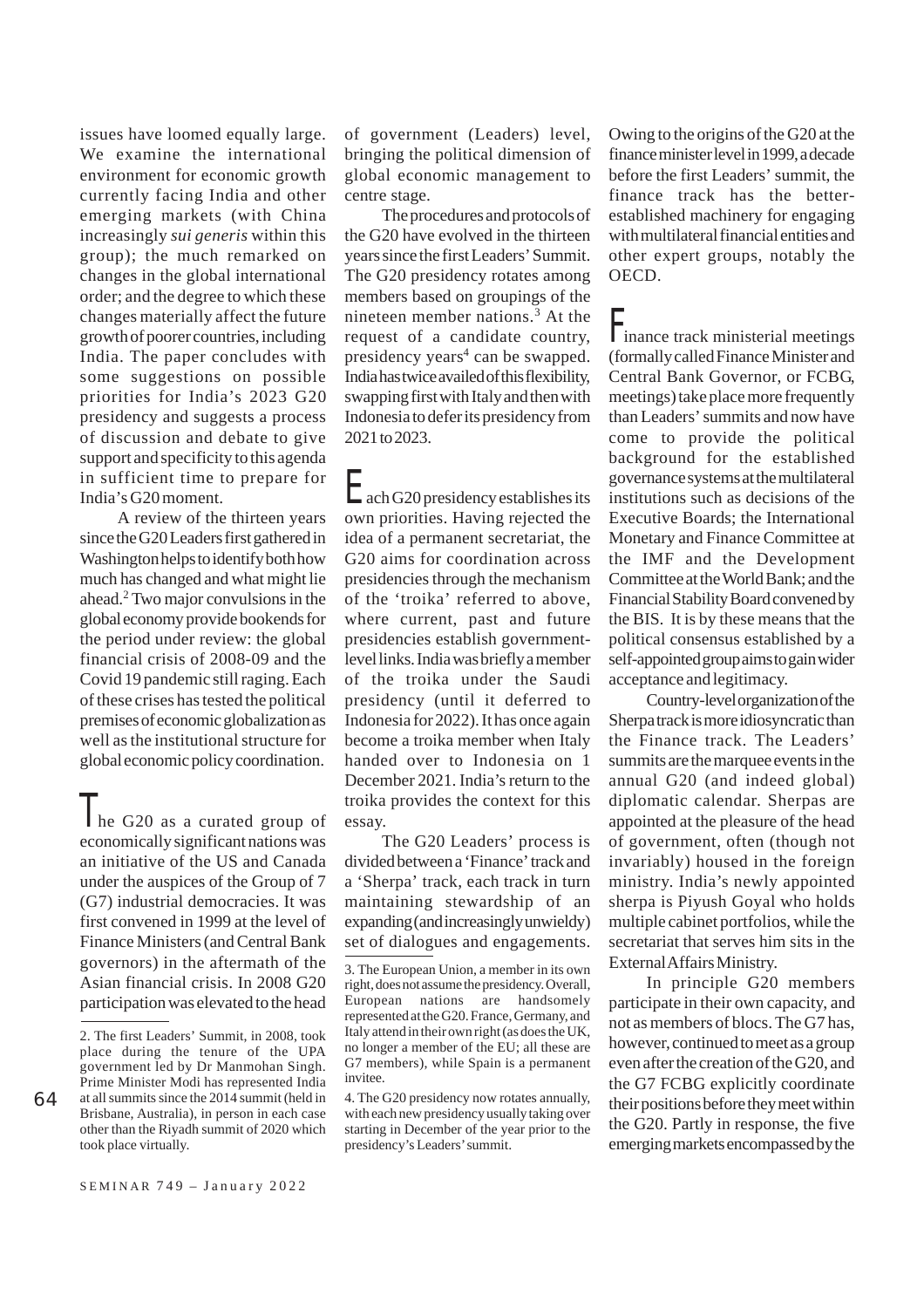issues have loomed equally large. We examine the international environment for economic growth currently facing India and other emerging markets (with China increasingly *sui generis* within this group); the much remarked on changes in the global international order; and the degree to which these changes materially affect the future growth of poorer countries, including India. The paper concludes with some suggestions on possible priorities for India's 2023 G20 presidency and suggests a process of discussion and debate to give support and specificity to this agenda in sufficient time to prepare for India's G20 moment.

A review of the thirteen years since the G20 Leaders first gathered in Washington helps to identify both how much has changed and what might lie ahead.[2] Two major convulsions in the global economy provide bookends for the period under review: the global financial crisis of 2008-09 and the Covid 19 pandemic still raging. Each of these crises has tested the political premises of economic globalization as well as the institutional structure for global economic policy coordination.

The G20 as a curated group of economically significant nations was an initiative of the US and Canada under the auspices of the Group of 7 (G7) industrial democracies. It was first convened in 1999 at the level of Finance Ministers (and Central Bank governors) in the aftermath of the Asian financial crisis. In 2008 G20 participation was elevated to the head of government (Leaders) level, bringing the political dimension of global economic management to centre stage.

The procedures and protocols of the G20 have evolved in the thirteen years since the first Leaders' Summit. The G20 presidency rotates among members based on groupings of the nineteen member nations.[3] At the request of a candidate country, presidency years[4] can be swapped. India has twice availed of this flexibility, swapping first with Italy and then with Indonesia to defer its presidency from 2021 to 2023.

Each G20 presidency establishes its own priorities. Having rejected the idea of a permanent secretariat, the G20 aims for coordination across presidencies through the mechanism of the 'troika' referred to above, where current, past and future presidencies establish government-level links. India was briefly a member of the troika under the Saudi presidency (until it deferred to Indonesia for 2022). It has once again become a troika member when Italy handed over to Indonesia on 1 December 2021. India's return to the troika provides the context for this essay.

The G20 Leaders' process is divided between a 'Finance' track and a 'Sherpa' track, each track in turn maintaining stewardship of an expanding (and increasingly unwieldy) set of dialogues and engagements. Owing to the origins of the G20 at the finance minister level in 1999, a decade before the first Leaders' summit, the finance track has the better-established machinery for engaging with multilateral financial entities and other expert groups, notably the OECD.

Finance track ministerial meetings (formally called Finance Minister and Central Bank Governor, or FCBG, meetings) take place more frequently than Leaders' summits and now have come to provide the political background for the established governance systems at the multilateral institutions such as decisions of the Executive Boards; the International Monetary and Finance Committee at the IMF and the Development Committee at the World Bank; and the Financial Stability Board convened by the BIS. It is by these means that the political consensus established by a self-appointed group aims to gain wider acceptance and legitimacy.

Country-level organization of the Sherpa track is more idiosyncratic than the Finance track. The Leaders' summits are the marquee events in the annual G20 (and indeed global) diplomatic calendar. Sherpas are appointed at the pleasure of the head of government, often (though not invariably) housed in the foreign ministry. India's newly appointed sherpa is Piyush Goyal who holds multiple cabinet portfolios, while the secretariat that serves him sits in the External Affairs Ministry.

In principle G20 members participate in their own capacity, and not as members of blocs. The G7 has, however, continued to meet as a group even after the creation of the G20, and the G7 FCBG explicitly coordinate their positions before they meet within the G20. Partly in response, the five emerging markets encompassed by the

---

2. The first Leaders' Summit, in 2008, took place during the tenure of the UPA government led by Dr Manmohan Singh. Prime Minister Modi has represented India at all summits since the 2014 summit (held in Brisbane, Australia), in person in each case other than the Riyadh summit of 2020 which took place virtually.

3. The European Union, a member in its own right, does not assume the presidency. Overall, European nations are handsomely represented at the G20. France, Germany, and Italy attend in their own right (as does the UK, no longer a member of the EU; all these are G7 members), while Spain is a permanent invitee.

4. The G20 presidency now rotates annually, with each new presidency usually taking over starting in December of the year prior to the presidency's Leaders' summit.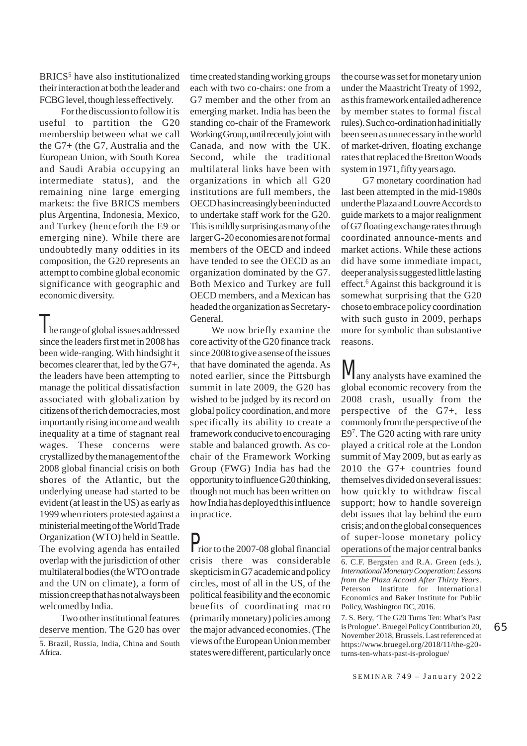BRICS[5] have also institutionalized their interaction at both the leader and FCBG level, though less effectively.

For the discussion to follow it is useful to partition the G20 membership between what we call the G7+ (the G7, Australia and the European Union, with South Korea and Saudi Arabia occupying an intermediate status), and the remaining nine large emerging markets: the five BRICS members plus Argentina, Indonesia, Mexico, and Turkey (henceforth the E9 or emerging nine). While there are undoubtedly many oddities in its composition, the G20 represents an attempt to combine global economic significance with geographic and economic diversity.

The range of global issues addressed since the leaders first met in 2008 has been wide-ranging. With hindsight it becomes clearer that, led by the G7+, the leaders have been attempting to manage the political dissatisfaction associated with globalization by citizens of the rich democracies, most importantly rising income and wealth inequality at a time of stagnant real wages. These concerns were crystallized by the management of the 2008 global financial crisis on both shores of the Atlantic, but the underlying unease had started to be evident (at least in the US) as early as 1999 when rioters protested against a ministerial meeting of the World Trade Organization (WTO) held in Seattle. The evolving agenda has entailed overlap with the jurisdiction of other multilateral bodies (the WTO on trade and the UN on climate), a form of mission creep that has not always been welcomed by India.

Two other institutional features deserve mention. The G20 has over time created standing working groups each with two co-chairs: one from a G7 member and the other from an emerging market. India has been the standing co-chair of the Framework Working Group, until recently joint with Canada, and now with the UK. Second, while the traditional multilateral links have been with organizations in which all G20 institutions are full members, the OECD has increasingly been inducted to undertake staff work for the G20. This is mildly surprising as many of the larger G-20 economies are not formal members of the OECD and indeed have tended to see the OECD as an organization dominated by the G7. Both Mexico and Turkey are full OECD members, and a Mexican has headed the organization as Secretary-General.

We now briefly examine the core activity of the G20 finance track since 2008 to give a sense of the issues that have dominated the agenda. As noted earlier, since the Pittsburgh summit in late 2009, the G20 has wished to be judged by its record on global policy coordination, and more specifically its ability to create a framework conducive to encouraging stable and balanced growth. As co-chair of the Framework Working Group (FWG) India has had the opportunity to influence G20 thinking, though not much has been written on how India has deployed this influence in practice.

Prior to the 2007-08 global financial crisis there was considerable skepticism in G7 academic and policy circles, most of all in the US, of the political feasibility and the economic benefits of coordinating macro (primarily monetary) policies among the major advanced economies. (The views of the European Union member states were different, particularly once the course was set for monetary union under the Maastricht Treaty of 1992, as this framework entailed adherence by member states to formal fiscal rules). Such co-ordination had initially been seen as unnecessary in the world of market-driven, floating exchange rates that replaced the Bretton Woods system in 1971, fifty years ago.

G7 monetary coordination had last been attempted in the mid-1980s under the Plaza and Louvre Accords to guide markets to a major realignment of G7 floating exchange rates through coordinated announce-ments and market actions. While these actions did have some immediate impact, deeper analysis suggested little lasting effect.[6] Against this background it is somewhat surprising that the G20 chose to embrace policy coordination with such gusto in 2009, perhaps more for symbolic than substantive reasons.

Many analysts have examined the global economic recovery from the 2008 crash, usually from the perspective of the G7+, less commonly from the perspective of the E9[7]. The G20 acting with rare unity played a critical role at the London summit of May 2009, but as early as 2010 the G7+ countries found themselves divided on several issues: how quickly to withdraw fiscal support; how to handle sovereign debt issues that lay behind the euro crisis; and on the global consequences of super-loose monetary policy operations of the major central banks

---

5. Brazil, Russia, India, China and South Africa.

6. C.F. Bergsten and R.A. Green (eds.), *International Monetary Cooperation: Lessons from the Plaza Accord After Thirty Years*. Peterson Institute for International Economics and Baker Institute for Public Policy, Washington DC, 2016.

7. S. Bery, 'The G20 Turns Ten: What's Past is Prologue'. Bruegel Policy Contribution 20, November 2018, Brussels. Last referenced at https://www.bruegel.org/2018/11/the-g20-turns-ten-whats-past-is-prologue/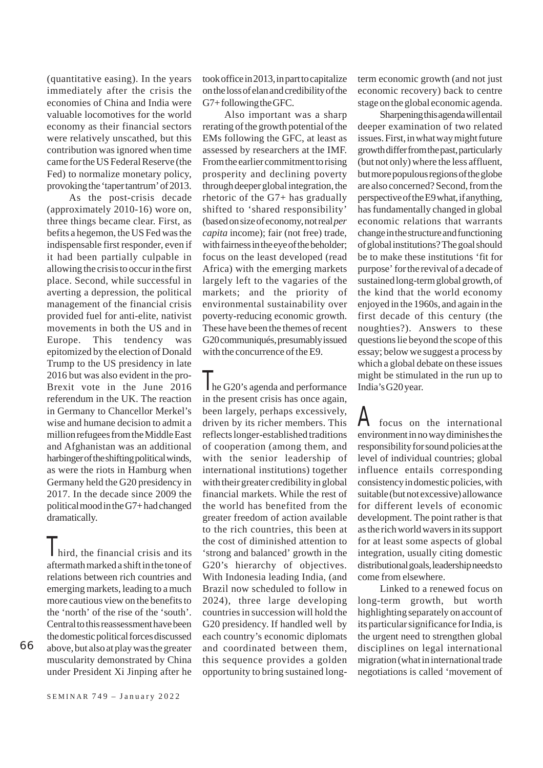(quantitative easing). In the years immediately after the crisis the economies of China and India were valuable locomotives for the world economy as their financial sectors were relatively unscathed, but this contribution was ignored when time came for the US Federal Reserve (the Fed) to normalize monetary policy, provoking the 'taper tantrum' of 2013.

As the post-crisis decade (approximately 2010-16) wore on, three things became clear. First, as befits a hegemon, the US Fed was the indispensable first responder, even if it had been partially culpable in allowing the crisis to occur in the first place. Second, while successful in averting a depression, the political management of the financial crisis provided fuel for anti-elite, nativist movements in both the US and in Europe. This tendency was epitomized by the election of Donald Trump to the US presidency in late 2016 but was also evident in the pro-Brexit vote in the June 2016 referendum in the UK. The reaction in Germany to Chancellor Merkel's wise and humane decision to admit a million refugees from the Middle East and Afghanistan was an additional harbinger of the shifting political winds, as were the riots in Hamburg when Germany held the G20 presidency in 2017. In the decade since 2009 the political mood in the G7+ had changed dramatically.

Third, the financial crisis and its aftermath marked a shift in the tone of relations between rich countries and emerging markets, leading to a much more cautious view on the benefits to the 'north' of the rise of the 'south'. Central to this reassessment have been the domestic political forces discussed above, but also at play was the greater muscularity demonstrated by China under President Xi Jinping after he took office in 2013, in part to capitalize on the loss of elan and credibility of the G7+ following the GFC.

Also important was a sharp rerating of the growth potential of the EMs following the GFC, at least as assessed by researchers at the IMF. From the earlier commitment to rising prosperity and declining poverty through deeper global integration, the rhetoric of the G7+ has gradually shifted to 'shared responsibility' (based on size of economy, not real *per capita* income); fair (not free) trade, with fairness in the eye of the beholder; focus on the least developed (read Africa) with the emerging markets largely left to the vagaries of the markets; and the priority of environmental sustainability over poverty-reducing economic growth. These have been the themes of recent G20 communiqués, presumably issued with the concurrence of the E9.

The G20's agenda and performance in the present crisis has once again, been largely, perhaps excessively, driven by its richer members. This reflects longer-established traditions of cooperation (among them, and with the senior leadership of international institutions) together with their greater credibility in global financial markets. While the rest of the world has benefited from the greater freedom of action available to the rich countries, this been at the cost of diminished attention to 'strong and balanced' growth in the G20's hierarchy of objectives. With Indonesia leading India, (and Brazil now scheduled to follow in 2024), three large developing countries in succession will hold the G20 presidency. If handled well by each country's economic diplomats and coordinated between them, this sequence provides a golden opportunity to bring sustained long-term economic growth (and not just economic recovery) back to centre stage on the global economic agenda.

Sharpening this agenda will entail deeper examination of two related issues. First, in what way might future growth differ from the past, particularly (but not only) where the less affluent, but more populous regions of the globe are also concerned? Second, from the perspective of the E9 what, if anything, has fundamentally changed in global economic relations that warrants change in the structure and functioning of global institutions? The goal should be to make these institutions 'fit for purpose' for the revival of a decade of sustained long-term global growth, of the kind that the world economy enjoyed in the 1960s, and again in the first decade of this century (the noughties?). Answers to these questions lie beyond the scope of this essay; below we suggest a process by which a global debate on these issues might be stimulated in the run up to India's G20 year.

A focus on the international environment in no way diminishes the responsibility for sound policies at the level of individual countries; global influence entails corresponding consistency in domestic policies, with suitable (but not excessive) allowance for different levels of economic development. The point rather is that as the rich world wavers in its support for at least some aspects of global integration, usually citing domestic distributional goals, leadership needs to come from elsewhere.

Linked to a renewed focus on long-term growth, but worth highlighting separately on account of its particular significance for India, is the urgent need to strengthen global disciplines on legal international migration (what in international trade negotiations is called 'movement of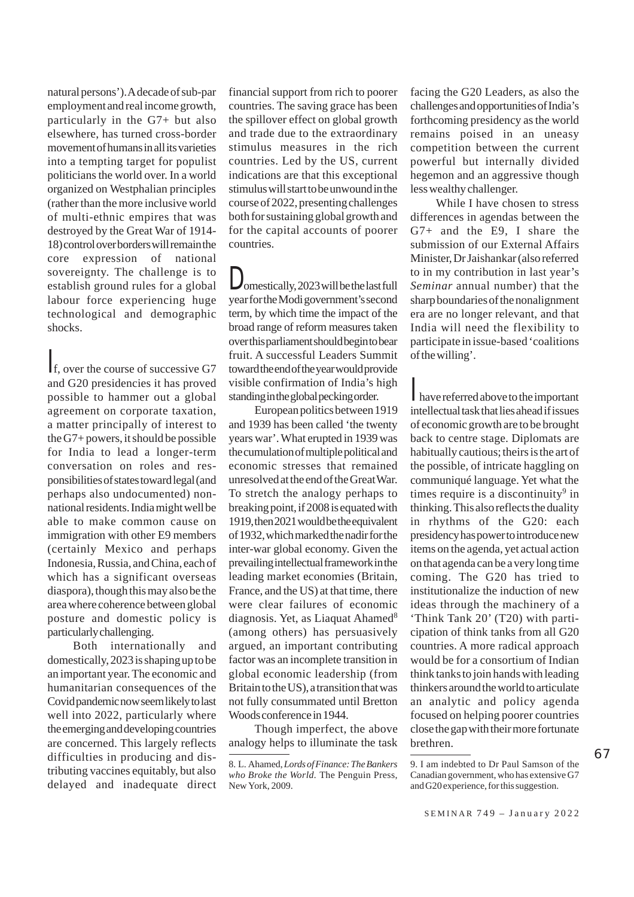natural persons'). A decade of sub-par employment and real income growth, particularly in the G7+ but also elsewhere, has turned cross-border movement of humans in all its varieties into a tempting target for populist politicians the world over. In a world organized on Westphalian principles (rather than the more inclusive world of multi-ethnic empires that was destroyed by the Great War of 1914-18) control over borders will remain the core expression of national sovereignty. The challenge is to establish ground rules for a global labour force experiencing huge technological and demographic shocks.

If, over the course of successive G7 and G20 presidencies it has proved possible to hammer out a global agreement on corporate taxation, a matter principally of interest to the G7+ powers, it should be possible for India to lead a longer-term conversation on roles and responsibilities of states toward legal (and perhaps also undocumented) non-national residents. India might well be able to make common cause on immigration with other E9 members (certainly Mexico and perhaps Indonesia, Russia, and China, each of which has a significant overseas diaspora), though this may also be the area where coherence between global posture and domestic policy is particularly challenging.

Both internationally and domestically, 2023 is shaping up to be an important year. The economic and humanitarian consequences of the Covid pandemic now seem likely to last well into 2022, particularly where the emerging and developing countries are concerned. This largely reflects difficulties in producing and distributing vaccines equitably, but also delayed and inadequate direct financial support from rich to poorer countries. The saving grace has been the spillover effect on global growth and trade due to the extraordinary stimulus measures in the rich countries. Led by the US, current indications are that this exceptional stimulus will start to be unwound in the course of 2022, presenting challenges both for sustaining global growth and for the capital accounts of poorer countries.

Domestically, 2023 will be the last full year for the Modi government's second term, by which time the impact of the broad range of reform measures taken over this parliament should begin to bear fruit. A successful Leaders Summit toward the end of the year would provide visible confirmation of India's high standing in the global pecking order.

European politics between 1919 and 1939 has been called 'the twenty years war'. What erupted in 1939 was the cumulation of multiple political and economic stresses that remained unresolved at the end of the Great War. To stretch the analogy perhaps to breaking point, if 2008 is equated with 1919, then 2021 would be the equivalent of 1932, which marked the nadir for the inter-war global economy. Given the prevailing intellectual framework in the leading market economies (Britain, France, and the US) at that time, there were clear failures of economic diagnosis. Yet, as Liaquat Ahamed[8] (among others) has persuasively argued, an important contributing factor was an incomplete transition in global economic leadership (from Britain to the US), a transition that was not fully consummated until Bretton Woods conference in 1944.

Though imperfect, the above analogy helps to illuminate the task facing the G20 Leaders, as also the challenges and opportunities of India's forthcoming presidency as the world remains poised in an uneasy competition between the current powerful but internally divided hegemon and an aggressive though less wealthy challenger.

While I have chosen to stress differences in agendas between the G7+ and the E9, I share the submission of our External Affairs Minister, Dr Jaishankar (also referred to in my contribution in last year's *Seminar* annual number) that the sharp boundaries of the nonalignment era are no longer relevant, and that India will need the flexibility to participate in issue-based 'coalitions of the willing'.

I have referred above to the important intellectual task that lies ahead if issues of economic growth are to be brought back to centre stage. Diplomats are habitually cautious; theirs is the art of the possible, of intricate haggling on communiqué language. Yet what the times require is a discontinuity[9] in thinking. This also reflects the duality in rhythms of the G20: each presidency has power to introduce new items on the agenda, yet actual action on that agenda can be a very long time coming. The G20 has tried to institutionalize the induction of new ideas through the machinery of a 'Think Tank 20' (T20) with participation of think tanks from all G20 countries. A more radical approach would be for a consortium of Indian think tanks to join hands with leading thinkers around the world to articulate an analytic and policy agenda focused on helping poorer countries close the gap with their more fortunate brethren.

---

8. L. Ahamed, *Lords of Finance: The Bankers who Broke the World*. The Penguin Press, New York, 2009.

9. I am indebted to Dr Paul Samson of the Canadian government, who has extensive G7 and G20 experience, for this suggestion.